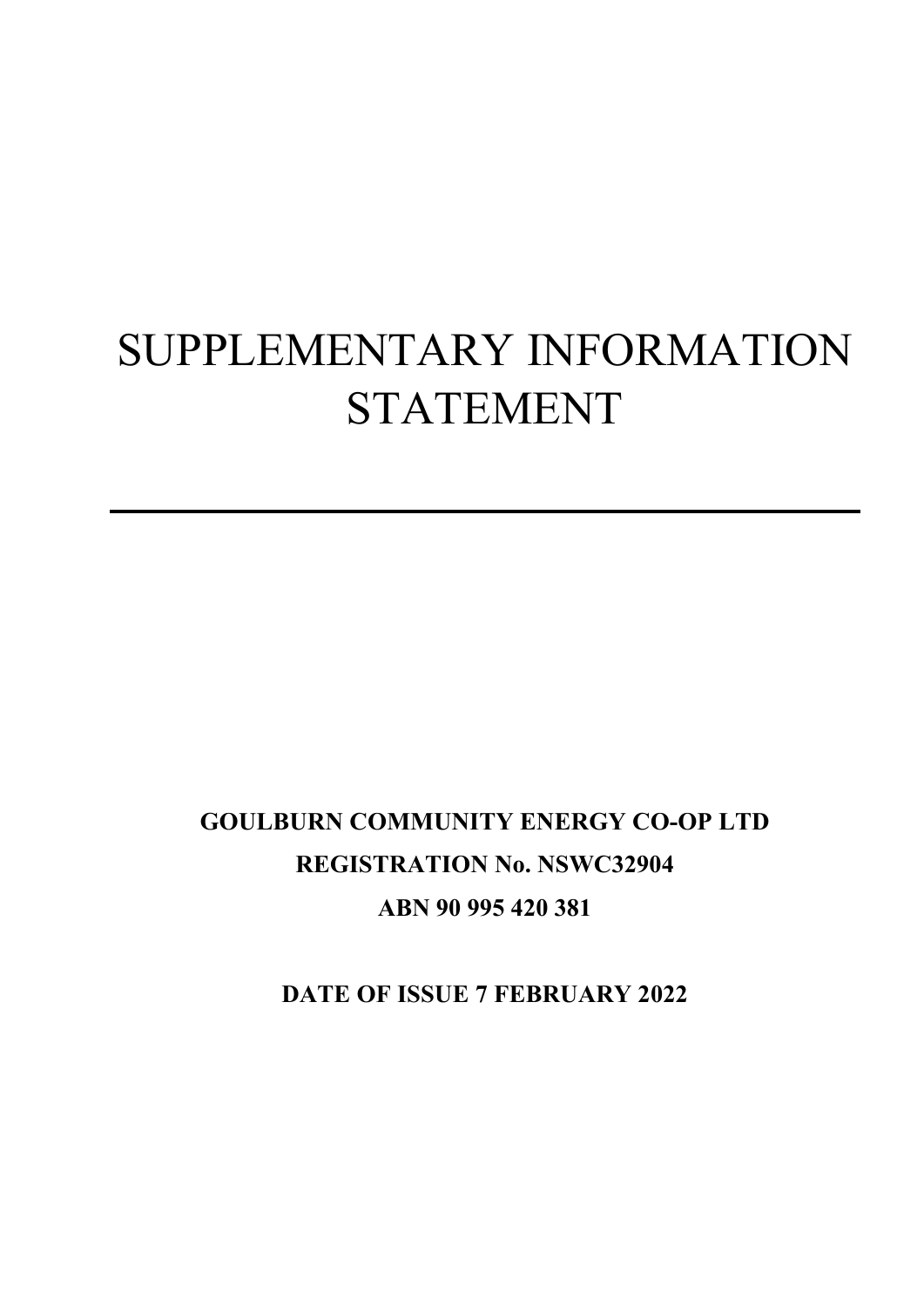# SUPPLEMENTARY INFORMATION STATEMENT

---

**GOULBURN COMMUNITY ENERGY CO-OP LTD**

**REGISTRATION No. NSWC32904**

**ABN 90 995 420 381**

**DATE OF ISSUE 7 FEBRUARY 2022**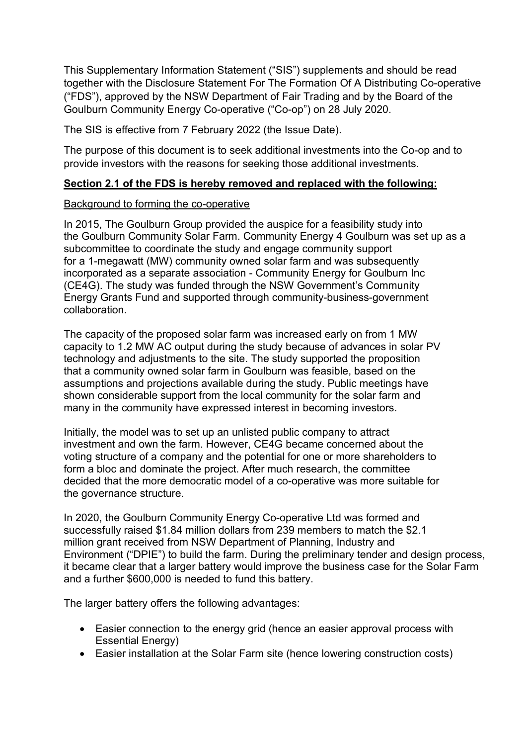This Supplementary Information Statement ("SIS") supplements and should be read together with the Disclosure Statement For The Formation Of A Distributing Co-operative ("FDS"), approved by the NSW Department of Fair Trading and by the Board of the Goulburn Community Energy Co-operative ("Co-op") on 28 July 2020.

The SIS is effective from 7 February 2022 (the Issue Date).

The purpose of this document is to seek additional investments into the Co-op and to provide investors with the reasons for seeking those additional investments.

**Section 2.1 of the FDS is hereby removed and replaced with the following:**

Background to forming the co-operative

In 2015, The Goulburn Group provided the auspice for a feasibility study into the Goulburn Community Solar Farm. Community Energy 4 Goulburn was set up as a subcommittee to coordinate the study and engage community support for a 1-megawatt (MW) community owned solar farm and was subsequently incorporated as a separate association - Community Energy for Goulburn Inc (CE4G). The study was funded through the NSW Government's Community Energy Grants Fund and supported through community-business-government collaboration.

The capacity of the proposed solar farm was increased early on from 1 MW capacity to 1.2 MW AC output during the study because of advances in solar PV technology and adjustments to the site. The study supported the proposition that a community owned solar farm in Goulburn was feasible, based on the assumptions and projections available during the study. Public meetings have shown considerable support from the local community for the solar farm and many in the community have expressed interest in becoming investors.

Initially, the model was to set up an unlisted public company to attract investment and own the farm. However, CE4G became concerned about the voting structure of a company and the potential for one or more shareholders to form a bloc and dominate the project. After much research, the committee decided that the more democratic model of a co-operative was more suitable for the governance structure.

In 2020, the Goulburn Community Energy Co-operative Ltd was formed and successfully raised $1.84 million dollars from 239 members to match the $2.1 million grant received from NSW Department of Planning, Industry and Environment ("DPIE") to build the farm. During the preliminary tender and design process, it became clear that a larger battery would improve the business case for the Solar Farm and a further $600,000 is needed to fund this battery.

The larger battery offers the following advantages:

- Easier connection to the energy grid (hence an easier approval process with Essential Energy)
- Easier installation at the Solar Farm site (hence lowering construction costs)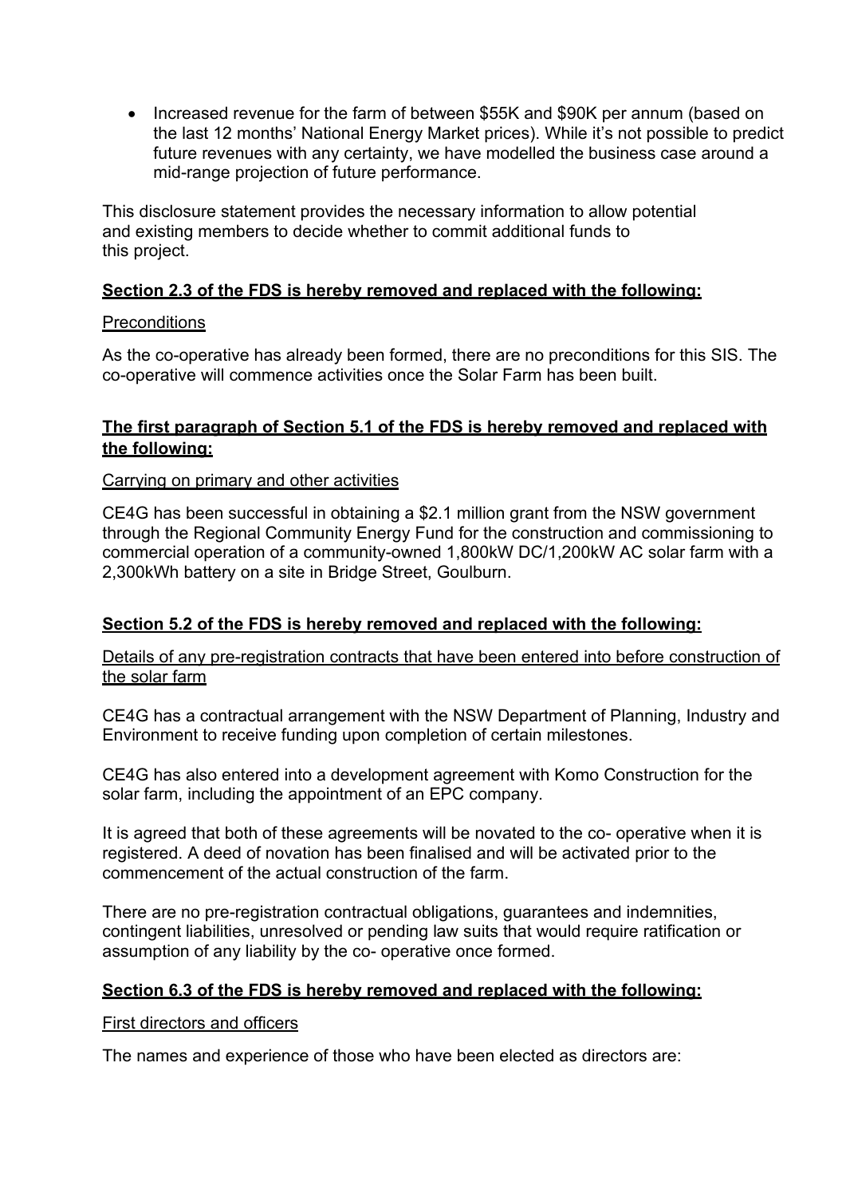- Increased revenue for the farm of between $55K and $90K per annum (based on the last 12 months' National Energy Market prices). While it's not possible to predict future revenues with any certainty, we have modelled the business case around a mid-range projection of future performance.

This disclosure statement provides the necessary information to allow potential and existing members to decide whether to commit additional funds to this project.

**Section 2.3 of the FDS is hereby removed and replaced with the following:**

Preconditions

As the co-operative has already been formed, there are no preconditions for this SIS. The co-operative will commence activities once the Solar Farm has been built.

**The first paragraph of Section 5.1 of the FDS is hereby removed and replaced with the following:**

Carrying on primary and other activities

CE4G has been successful in obtaining a $2.1 million grant from the NSW government through the Regional Community Energy Fund for the construction and commissioning to commercial operation of a community-owned 1,800kW DC/1,200kW AC solar farm with a 2,300kWh battery on a site in Bridge Street, Goulburn.

**Section 5.2 of the FDS is hereby removed and replaced with the following:**

Details of any pre-registration contracts that have been entered into before construction of the solar farm

CE4G has a contractual arrangement with the NSW Department of Planning, Industry and Environment to receive funding upon completion of certain milestones.

CE4G has also entered into a development agreement with Komo Construction for the solar farm, including the appointment of an EPC company.

It is agreed that both of these agreements will be novated to the co- operative when it is registered. A deed of novation has been finalised and will be activated prior to the commencement of the actual construction of the farm.

There are no pre-registration contractual obligations, guarantees and indemnities, contingent liabilities, unresolved or pending law suits that would require ratification or assumption of any liability by the co- operative once formed.

**Section 6.3 of the FDS is hereby removed and replaced with the following:**

First directors and officers

The names and experience of those who have been elected as directors are: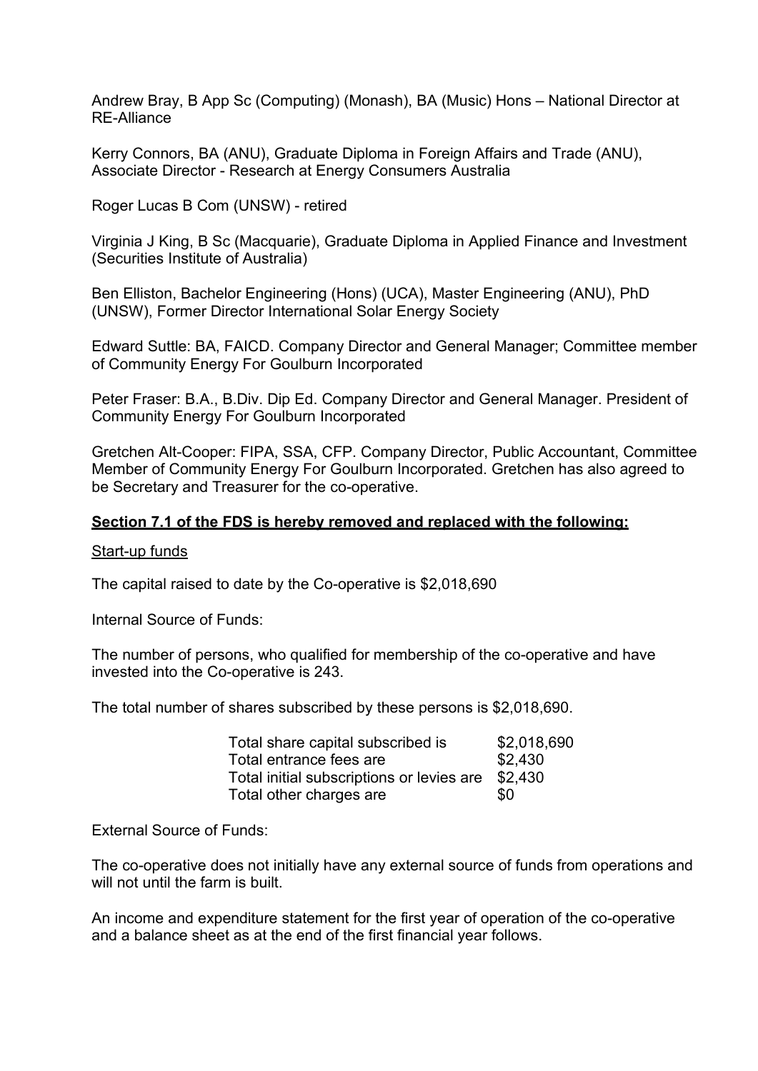Andrew Bray, B App Sc (Computing) (Monash), BA (Music) Hons – National Director at RE-Alliance

Kerry Connors, BA (ANU), Graduate Diploma in Foreign Affairs and Trade (ANU), Associate Director - Research at Energy Consumers Australia

Roger Lucas B Com (UNSW) - retired

Virginia J King, B Sc (Macquarie), Graduate Diploma in Applied Finance and Investment (Securities Institute of Australia)

Ben Elliston, Bachelor Engineering (Hons) (UCA), Master Engineering (ANU), PhD (UNSW), Former Director International Solar Energy Society

Edward Suttle: BA, FAICD. Company Director and General Manager; Committee member of Community Energy For Goulburn Incorporated

Peter Fraser: B.A., B.Div. Dip Ed. Company Director and General Manager. President of Community Energy For Goulburn Incorporated

Gretchen Alt-Cooper: FIPA, SSA, CFP. Company Director, Public Accountant, Committee Member of Community Energy For Goulburn Incorporated. Gretchen has also agreed to be Secretary and Treasurer for the co-operative.

**Section 7.1 of the FDS is hereby removed and replaced with the following:**

Start-up funds

The capital raised to date by the Co-operative is $2,018,690

Internal Source of Funds:

The number of persons, who qualified for membership of the co-operative and have invested into the Co-operative is 243.

The total number of shares subscribed by these persons is $2,018,690.

| | |
|---|---|
| Total share capital subscribed is | $2,018,690 |
| Total entrance fees are | $2,430 |
| Total initial subscriptions or levies are | $2,430 |
| Total other charges are | $0 |

External Source of Funds:

The co-operative does not initially have any external source of funds from operations and will not until the farm is built.

An income and expenditure statement for the first year of operation of the co-operative and a balance sheet as at the end of the first financial year follows.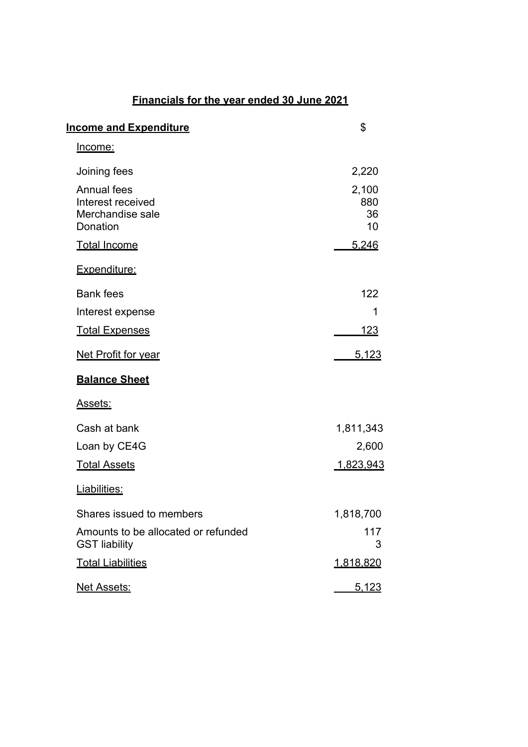# Financials for the year ended 30 June 2021

| **Income and Expenditure** | $ |
|---|---|
| Income: | |
| Joining fees | 2,220 |
| Annual fees | 2,100 |
| Interest received | 880 |
| Merchandise sale | 36 |
| Donation | 10 |
| Total Income | 5,246 |
| Expenditure: | |
| Bank fees | 122 |
| Interest expense | 1 |
| Total Expenses | 123 |
| Net Profit for year | 5,123 |

| **Balance Sheet** | |
|---|---|
| Assets: | |
| Cash at bank | 1,811,343 |
| Loan by CE4G | 2,600 |
| Total Assets | 1,823,943 |
| Liabilities: | |
| Shares issued to members | 1,818,700 |
| Amounts to be allocated or refunded | 117 |
| GST liability | 3 |
| Total Liabilities | 1,818,820 |
| Net Assets: | 5,123 |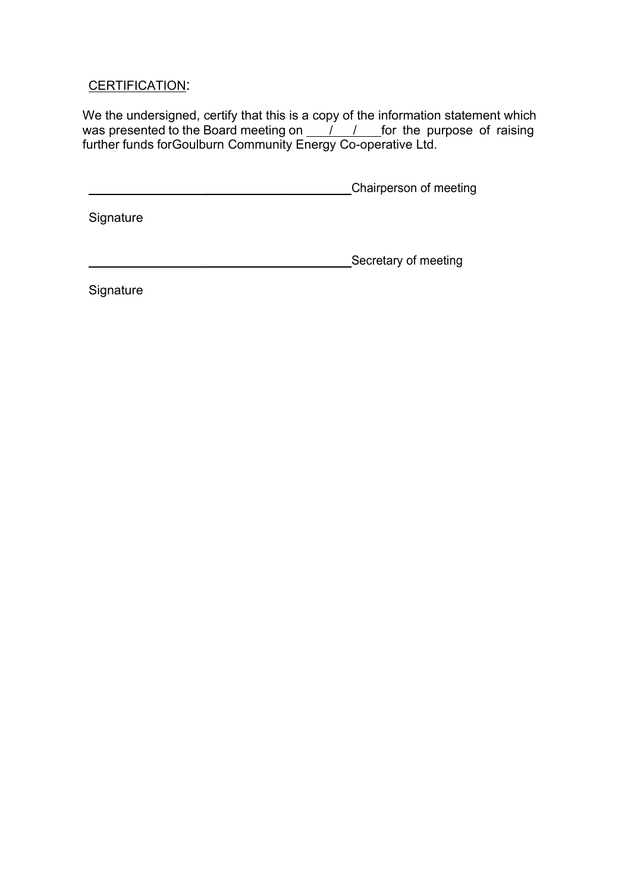CERTIFICATION:

We the undersigned, certify that this is a copy of the information statement which was presented to the Board meeting on ___/___/___ for the purpose of raising further funds forGoulburn Community Energy Co-operative Ltd.

_______________________________________ Chairperson of meeting

Signature

_______________________________________ Secretary of meeting

Signature